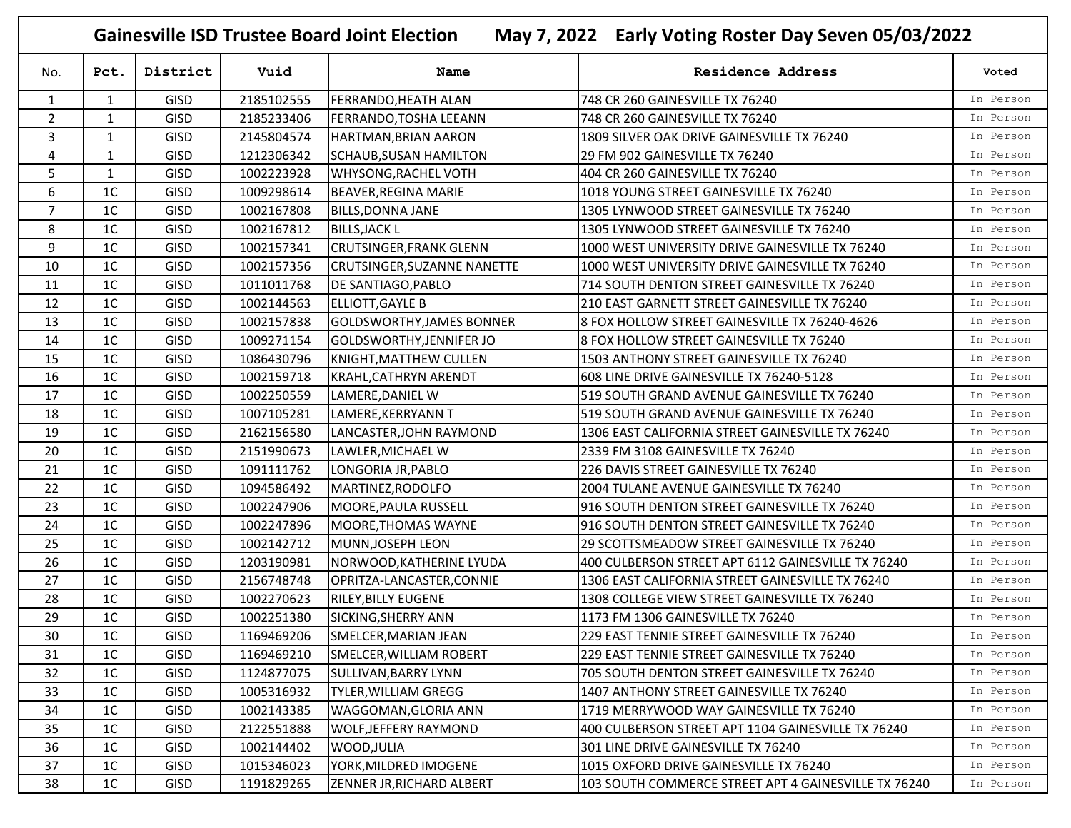# Gainesville ISD Trustee Board Joint Election May 7, 2022 Early Voting Roster Day Seven 05/03/2022

| No. | Pct. | District | Vuid | Name | Residence Address | Voted |
|---|---|---|---|---|---|---|
| 1 | 1 | GISD | 2185102555 | FERRANDO,HEATH ALAN | 748 CR 260 GAINESVILLE TX 76240 | In Person |
| 2 | 1 | GISD | 2185233406 | FERRANDO,TOSHA LEEANN | 748 CR 260 GAINESVILLE TX 76240 | In Person |
| 3 | 1 | GISD | 2145804574 | HARTMAN,BRIAN AARON | 1809 SILVER OAK DRIVE GAINESVILLE TX 76240 | In Person |
| 4 | 1 | GISD | 1212306342 | SCHAUB,SUSAN HAMILTON | 29 FM 902 GAINESVILLE TX 76240 | In Person |
| 5 | 1 | GISD | 1002223928 | WHYSONG,RACHEL VOTH | 404 CR 260 GAINESVILLE TX 76240 | In Person |
| 6 | 1C | GISD | 1009298614 | BEAVER,REGINA MARIE | 1018 YOUNG STREET GAINESVILLE TX 76240 | In Person |
| 7 | 1C | GISD | 1002167808 | BILLS,DONNA JANE | 1305 LYNWOOD STREET GAINESVILLE TX 76240 | In Person |
| 8 | 1C | GISD | 1002167812 | BILLS,JACK L | 1305 LYNWOOD STREET GAINESVILLE TX 76240 | In Person |
| 9 | 1C | GISD | 1002157341 | CRUTSINGER,FRANK GLENN | 1000 WEST UNIVERSITY DRIVE GAINESVILLE TX 76240 | In Person |
| 10 | 1C | GISD | 1002157356 | CRUTSINGER,SUZANNE NANETTE | 1000 WEST UNIVERSITY DRIVE GAINESVILLE TX 76240 | In Person |
| 11 | 1C | GISD | 1011011768 | DE SANTIAGO,PABLO | 714 SOUTH DENTON STREET GAINESVILLE TX 76240 | In Person |
| 12 | 1C | GISD | 1002144563 | ELLIOTT,GAYLE B | 210 EAST GARNETT STREET GAINESVILLE TX 76240 | In Person |
| 13 | 1C | GISD | 1002157838 | GOLDSWORTHY,JAMES BONNER | 8 FOX HOLLOW STREET GAINESVILLE TX 76240-4626 | In Person |
| 14 | 1C | GISD | 1009271154 | GOLDSWORTHY,JENNIFER JO | 8 FOX HOLLOW STREET GAINESVILLE TX 76240 | In Person |
| 15 | 1C | GISD | 1086430796 | KNIGHT,MATTHEW CULLEN | 1503 ANTHONY STREET GAINESVILLE TX 76240 | In Person |
| 16 | 1C | GISD | 1002159718 | KRAHL,CATHRYN ARENDT | 608 LINE DRIVE GAINESVILLE TX 76240-5128 | In Person |
| 17 | 1C | GISD | 1002250559 | LAMERE,DANIEL W | 519 SOUTH GRAND AVENUE GAINESVILLE TX 76240 | In Person |
| 18 | 1C | GISD | 1007105281 | LAMERE,KERRYANN T | 519 SOUTH GRAND AVENUE GAINESVILLE TX 76240 | In Person |
| 19 | 1C | GISD | 2162156580 | LANCASTER,JOHN RAYMOND | 1306 EAST CALIFORNIA STREET GAINESVILLE TX 76240 | In Person |
| 20 | 1C | GISD | 2151990673 | LAWLER,MICHAEL W | 2339 FM 3108 GAINESVILLE TX 76240 | In Person |
| 21 | 1C | GISD | 1091111762 | LONGORIA JR,PABLO | 226 DAVIS STREET GAINESVILLE TX 76240 | In Person |
| 22 | 1C | GISD | 1094586492 | MARTINEZ,RODOLFO | 2004 TULANE AVENUE GAINESVILLE TX 76240 | In Person |
| 23 | 1C | GISD | 1002247906 | MOORE,PAULA RUSSELL | 916 SOUTH DENTON STREET GAINESVILLE TX 76240 | In Person |
| 24 | 1C | GISD | 1002247896 | MOORE,THOMAS WAYNE | 916 SOUTH DENTON STREET GAINESVILLE TX 76240 | In Person |
| 25 | 1C | GISD | 1002142712 | MUNN,JOSEPH LEON | 29 SCOTTSMEADOW STREET GAINESVILLE TX 76240 | In Person |
| 26 | 1C | GISD | 1203190981 | NORWOOD,KATHERINE LYUDA | 400 CULBERSON STREET APT 6112 GAINESVILLE TX 76240 | In Person |
| 27 | 1C | GISD | 2156748748 | OPRITZA-LANCASTER,CONNIE | 1306 EAST CALIFORNIA STREET GAINESVILLE TX 76240 | In Person |
| 28 | 1C | GISD | 1002270623 | RILEY,BILLY EUGENE | 1308 COLLEGE VIEW STREET GAINESVILLE TX 76240 | In Person |
| 29 | 1C | GISD | 1002251380 | SICKING,SHERRY ANN | 1173 FM 1306 GAINESVILLE TX 76240 | In Person |
| 30 | 1C | GISD | 1169469206 | SMELCER,MARIAN JEAN | 229 EAST TENNIE STREET GAINESVILLE TX 76240 | In Person |
| 31 | 1C | GISD | 1169469210 | SMELCER,WILLIAM ROBERT | 229 EAST TENNIE STREET GAINESVILLE TX 76240 | In Person |
| 32 | 1C | GISD | 1124877075 | SULLIVAN,BARRY LYNN | 705 SOUTH DENTON STREET GAINESVILLE TX 76240 | In Person |
| 33 | 1C | GISD | 1005316932 | TYLER,WILLIAM GREGG | 1407 ANTHONY STREET GAINESVILLE TX 76240 | In Person |
| 34 | 1C | GISD | 1002143385 | WAGGOMAN,GLORIA ANN | 1719 MERRYWOOD WAY GAINESVILLE TX 76240 | In Person |
| 35 | 1C | GISD | 2122551888 | WOLF,JEFFERY RAYMOND | 400 CULBERSON STREET APT 1104 GAINESVILLE TX 76240 | In Person |
| 36 | 1C | GISD | 1002144402 | WOOD,JULIA | 301 LINE DRIVE GAINESVILLE TX 76240 | In Person |
| 37 | 1C | GISD | 1015346023 | YORK,MILDRED IMOGENE | 1015 OXFORD DRIVE GAINESVILLE TX 76240 | In Person |
| 38 | 1C | GISD | 1191829265 | ZENNER JR,RICHARD ALBERT | 103 SOUTH COMMERCE STREET APT 4 GAINESVILLE TX 76240 | In Person |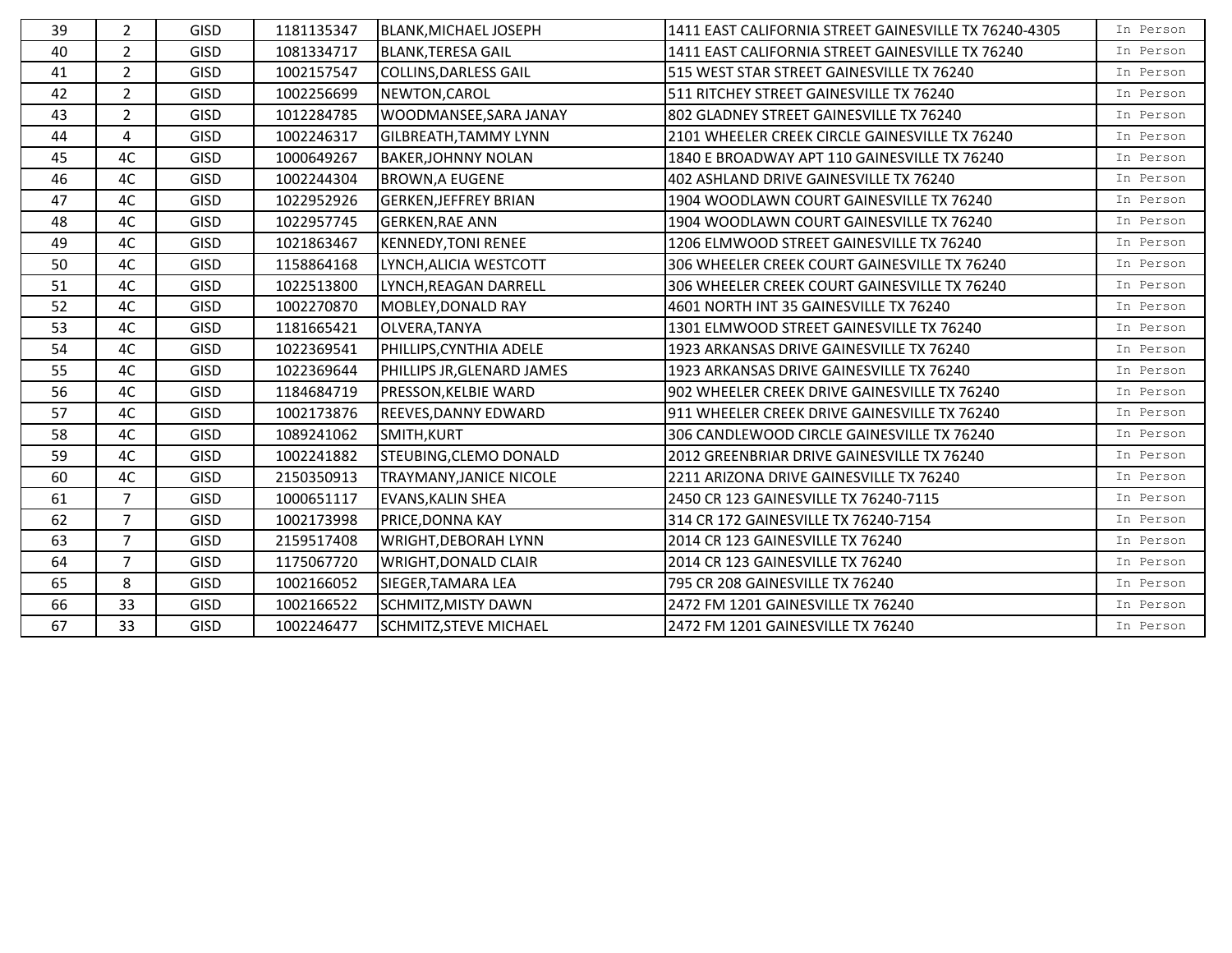| | | | | | | |
|---|---|---|---|---|---|---|
| 39 | 2 | GISD | 1181135347 | BLANK,MICHAEL JOSEPH | 1411 EAST CALIFORNIA STREET GAINESVILLE TX 76240-4305 | In Person |
| 40 | 2 | GISD | 1081334717 | BLANK,TERESA GAIL | 1411 EAST CALIFORNIA STREET GAINESVILLE TX 76240 | In Person |
| 41 | 2 | GISD | 1002157547 | COLLINS,DARLESS GAIL | 515 WEST STAR STREET GAINESVILLE TX 76240 | In Person |
| 42 | 2 | GISD | 1002256699 | NEWTON,CAROL | 511 RITCHEY STREET GAINESVILLE TX 76240 | In Person |
| 43 | 2 | GISD | 1012284785 | WOODMANSEE,SARA JANAY | 802 GLADNEY STREET GAINESVILLE TX 76240 | In Person |
| 44 | 4 | GISD | 1002246317 | GILBREATH,TAMMY LYNN | 2101 WHEELER CREEK CIRCLE GAINESVILLE TX 76240 | In Person |
| 45 | 4C | GISD | 1000649267 | BAKER,JOHNNY NOLAN | 1840 E BROADWAY APT 110 GAINESVILLE TX 76240 | In Person |
| 46 | 4C | GISD | 1002244304 | BROWN,A EUGENE | 402 ASHLAND DRIVE GAINESVILLE TX 76240 | In Person |
| 47 | 4C | GISD | 1022952926 | GERKEN,JEFFREY BRIAN | 1904 WOODLAWN COURT GAINESVILLE TX 76240 | In Person |
| 48 | 4C | GISD | 1022957745 | GERKEN,RAE ANN | 1904 WOODLAWN COURT GAINESVILLE TX 76240 | In Person |
| 49 | 4C | GISD | 1021863467 | KENNEDY,TONI RENEE | 1206 ELMWOOD STREET GAINESVILLE TX 76240 | In Person |
| 50 | 4C | GISD | 1158864168 | LYNCH,ALICIA WESTCOTT | 306 WHEELER CREEK COURT GAINESVILLE TX 76240 | In Person |
| 51 | 4C | GISD | 1022513800 | LYNCH,REAGAN DARRELL | 306 WHEELER CREEK COURT GAINESVILLE TX 76240 | In Person |
| 52 | 4C | GISD | 1002270870 | MOBLEY,DONALD RAY | 4601 NORTH INT 35 GAINESVILLE TX 76240 | In Person |
| 53 | 4C | GISD | 1181665421 | OLVERA,TANYA | 1301 ELMWOOD STREET GAINESVILLE TX 76240 | In Person |
| 54 | 4C | GISD | 1022369541 | PHILLIPS,CYNTHIA ADELE | 1923 ARKANSAS DRIVE GAINESVILLE TX 76240 | In Person |
| 55 | 4C | GISD | 1022369644 | PHILLIPS JR,GLENARD JAMES | 1923 ARKANSAS DRIVE GAINESVILLE TX 76240 | In Person |
| 56 | 4C | GISD | 1184684719 | PRESSON,KELBIE WARD | 902 WHEELER CREEK DRIVE GAINESVILLE TX 76240 | In Person |
| 57 | 4C | GISD | 1002173876 | REEVES,DANNY EDWARD | 911 WHEELER CREEK DRIVE GAINESVILLE TX 76240 | In Person |
| 58 | 4C | GISD | 1089241062 | SMITH,KURT | 306 CANDLEWOOD CIRCLE GAINESVILLE TX 76240 | In Person |
| 59 | 4C | GISD | 1002241882 | STEUBING,CLEMO DONALD | 2012 GREENBRIAR DRIVE GAINESVILLE TX 76240 | In Person |
| 60 | 4C | GISD | 2150350913 | TRAYMANY,JANICE NICOLE | 2211 ARIZONA DRIVE GAINESVILLE TX 76240 | In Person |
| 61 | 7 | GISD | 1000651117 | EVANS,KALIN SHEA | 2450 CR 123 GAINESVILLE TX 76240-7115 | In Person |
| 62 | 7 | GISD | 1002173998 | PRICE,DONNA KAY | 314 CR 172 GAINESVILLE TX 76240-7154 | In Person |
| 63 | 7 | GISD | 2159517408 | WRIGHT,DEBORAH LYNN | 2014 CR 123 GAINESVILLE TX 76240 | In Person |
| 64 | 7 | GISD | 1175067720 | WRIGHT,DONALD CLAIR | 2014 CR 123 GAINESVILLE TX 76240 | In Person |
| 65 | 8 | GISD | 1002166052 | SIEGER,TAMARA LEA | 795 CR 208 GAINESVILLE TX 76240 | In Person |
| 66 | 33 | GISD | 1002166522 | SCHMITZ,MISTY DAWN | 2472 FM 1201 GAINESVILLE TX 76240 | In Person |
| 67 | 33 | GISD | 1002246477 | SCHMITZ,STEVE MICHAEL | 2472 FM 1201 GAINESVILLE TX 76240 | In Person |